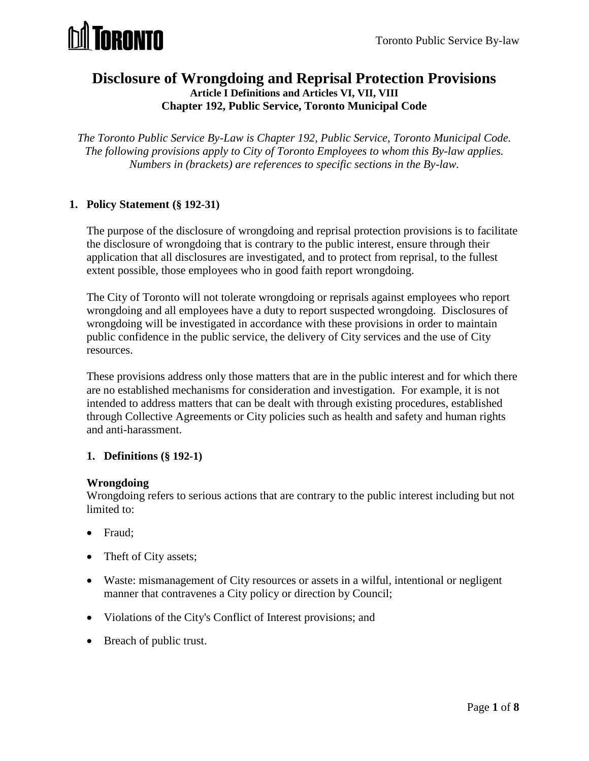# Disclosure of Wrongdoing and Reprisal Protection Provisions

**Article I Definitions and Articles VI, VII, VIII**
**Chapter 192, Public Service, Toronto Municipal Code**

*The Toronto Public Service By-Law is Chapter 192, Public Service, Toronto Municipal Code. The following provisions apply to City of Toronto Employees to whom this By-law applies. Numbers in (brackets) are references to specific sections in the By-law.*

## 1. Policy Statement (§ 192-31)

The purpose of the disclosure of wrongdoing and reprisal protection provisions is to facilitate the disclosure of wrongdoing that is contrary to the public interest, ensure through their application that all disclosures are investigated, and to protect from reprisal, to the fullest extent possible, those employees who in good faith report wrongdoing.

The City of Toronto will not tolerate wrongdoing or reprisals against employees who report wrongdoing and all employees have a duty to report suspected wrongdoing. Disclosures of wrongdoing will be investigated in accordance with these provisions in order to maintain public confidence in the public service, the delivery of City services and the use of City resources.

These provisions address only those matters that are in the public interest and for which there are no established mechanisms for consideration and investigation. For example, it is not intended to address matters that can be dealt with through existing procedures, established through Collective Agreements or City policies such as health and safety and human rights and anti-harassment.

### 1. Definitions (§ 192-1)

**Wrongdoing**
Wrongdoing refers to serious actions that are contrary to the public interest including but not limited to:

- Fraud;
- Theft of City assets;
- Waste: mismanagement of City resources or assets in a wilful, intentional or negligent manner that contravenes a City policy or direction by Council;
- Violations of the City's Conflict of Interest provisions; and
- Breach of public trust.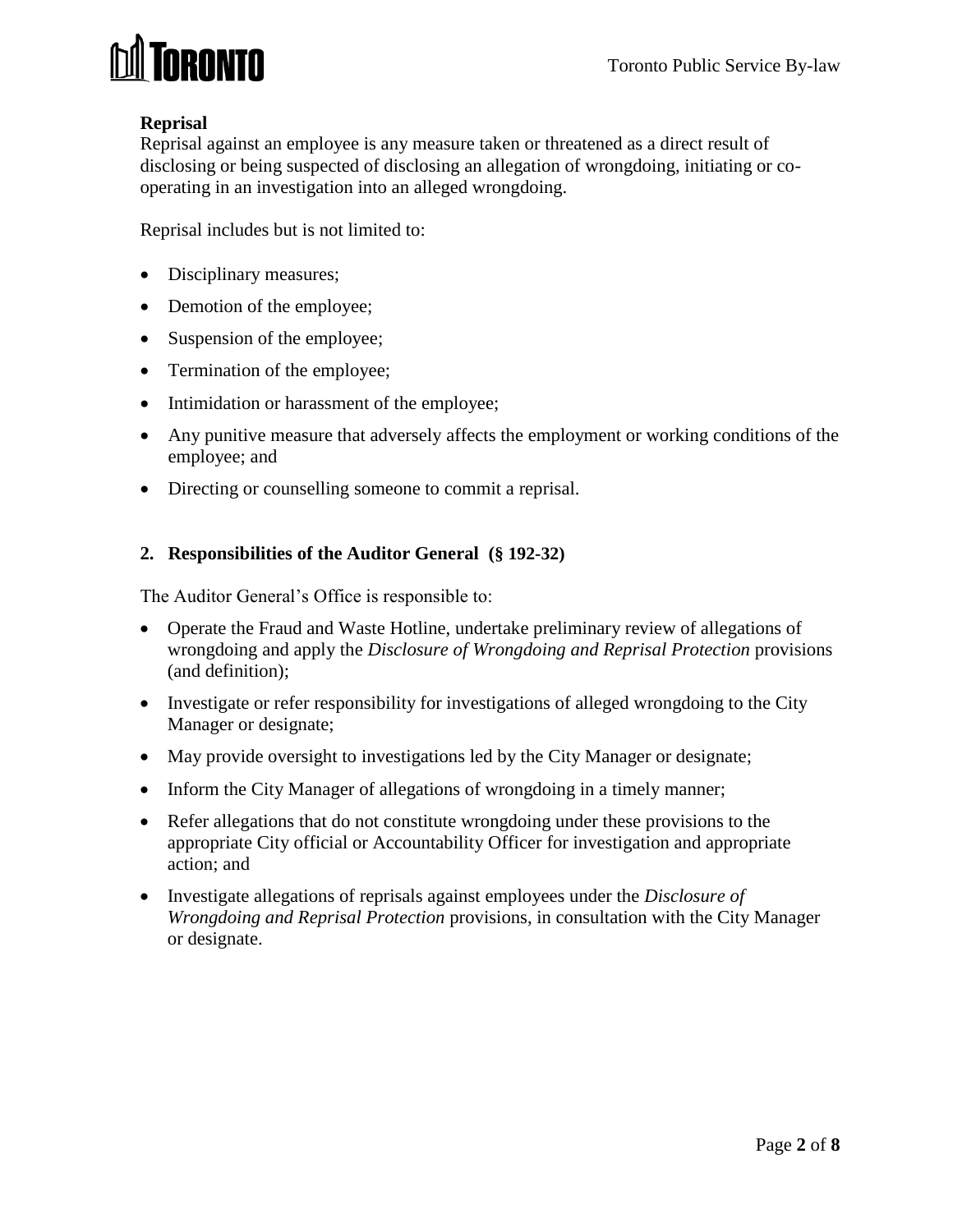**Reprisal**

Reprisal against an employee is any measure taken or threatened as a direct result of disclosing or being suspected of disclosing an allegation of wrongdoing, initiating or co-operating in an investigation into an alleged wrongdoing.

Reprisal includes but is not limited to:

- Disciplinary measures;
- Demotion of the employee;
- Suspension of the employee;
- Termination of the employee;
- Intimidation or harassment of the employee;
- Any punitive measure that adversely affects the employment or working conditions of the employee; and
- Directing or counselling someone to commit a reprisal.

## 2. Responsibilities of the Auditor General (§ 192-32)

The Auditor General's Office is responsible to:

- Operate the Fraud and Waste Hotline, undertake preliminary review of allegations of wrongdoing and apply the *Disclosure of Wrongdoing and Reprisal Protection* provisions (and definition);
- Investigate or refer responsibility for investigations of alleged wrongdoing to the City Manager or designate;
- May provide oversight to investigations led by the City Manager or designate;
- Inform the City Manager of allegations of wrongdoing in a timely manner;
- Refer allegations that do not constitute wrongdoing under these provisions to the appropriate City official or Accountability Officer for investigation and appropriate action; and
- Investigate allegations of reprisals against employees under the *Disclosure of Wrongdoing and Reprisal Protection* provisions, in consultation with the City Manager or designate.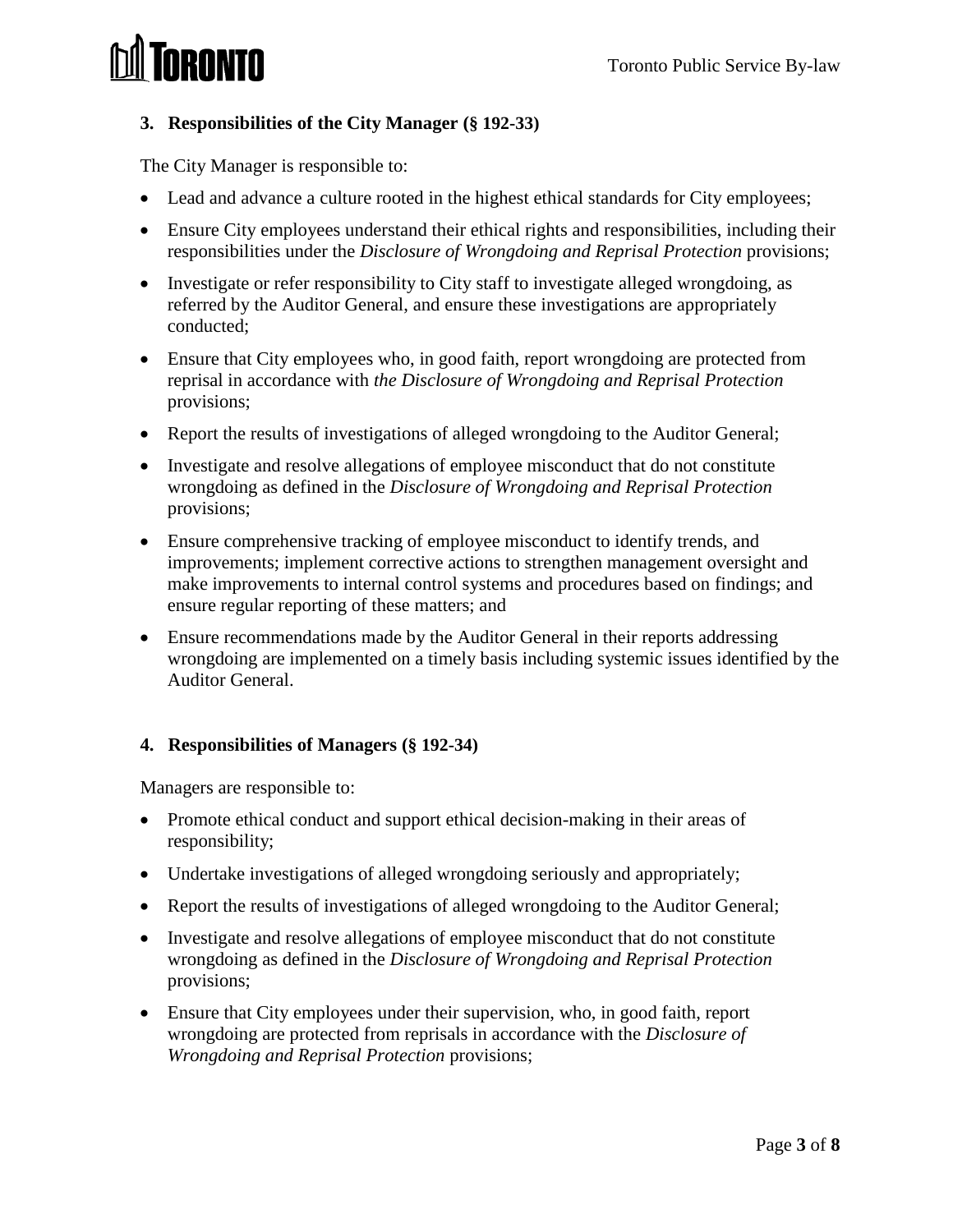### 3. Responsibilities of the City Manager (§ 192-33)

The City Manager is responsible to:

- Lead and advance a culture rooted in the highest ethical standards for City employees;
- Ensure City employees understand their ethical rights and responsibilities, including their responsibilities under the *Disclosure of Wrongdoing and Reprisal Protection* provisions;
- Investigate or refer responsibility to City staff to investigate alleged wrongdoing, as referred by the Auditor General, and ensure these investigations are appropriately conducted;
- Ensure that City employees who, in good faith, report wrongdoing are protected from reprisal in accordance with *the Disclosure of Wrongdoing and Reprisal Protection* provisions;
- Report the results of investigations of alleged wrongdoing to the Auditor General;
- Investigate and resolve allegations of employee misconduct that do not constitute wrongdoing as defined in the *Disclosure of Wrongdoing and Reprisal Protection* provisions;
- Ensure comprehensive tracking of employee misconduct to identify trends, and improvements; implement corrective actions to strengthen management oversight and make improvements to internal control systems and procedures based on findings; and ensure regular reporting of these matters; and
- Ensure recommendations made by the Auditor General in their reports addressing wrongdoing are implemented on a timely basis including systemic issues identified by the Auditor General.

### 4. Responsibilities of Managers (§ 192-34)

Managers are responsible to:

- Promote ethical conduct and support ethical decision-making in their areas of responsibility;
- Undertake investigations of alleged wrongdoing seriously and appropriately;
- Report the results of investigations of alleged wrongdoing to the Auditor General;
- Investigate and resolve allegations of employee misconduct that do not constitute wrongdoing as defined in the *Disclosure of Wrongdoing and Reprisal Protection* provisions;
- Ensure that City employees under their supervision, who, in good faith, report wrongdoing are protected from reprisals in accordance with the *Disclosure of Wrongdoing and Reprisal Protection* provisions;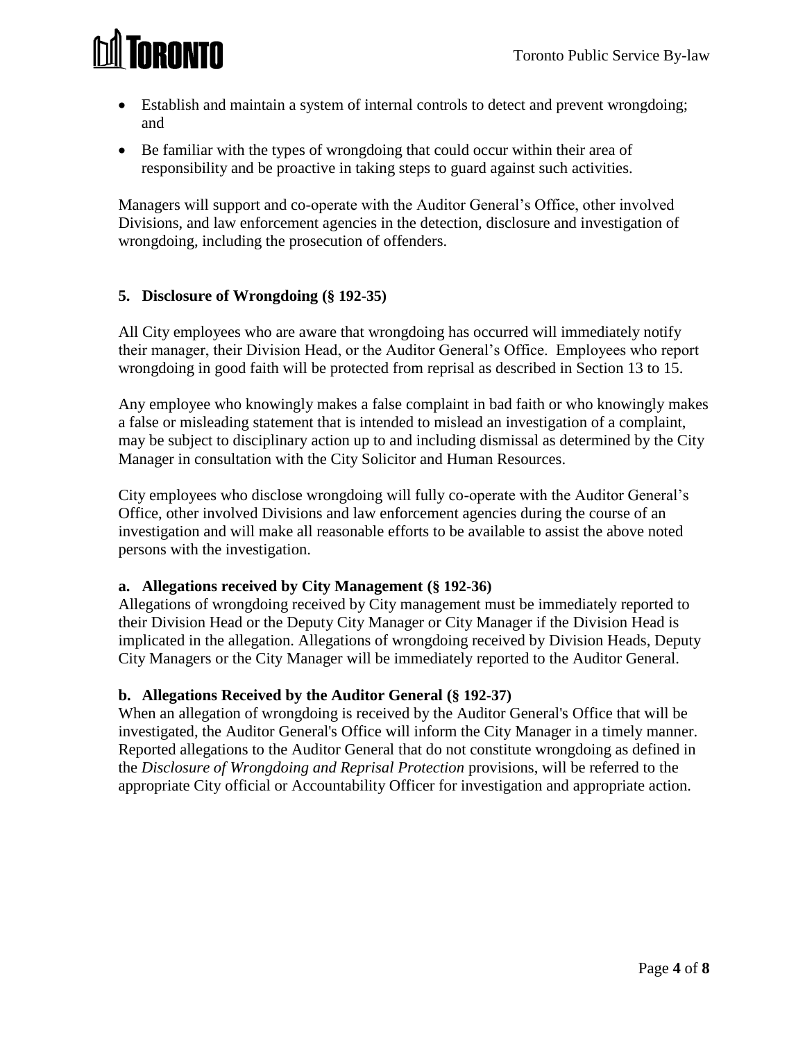- Establish and maintain a system of internal controls to detect and prevent wrongdoing; and
- Be familiar with the types of wrongdoing that could occur within their area of responsibility and be proactive in taking steps to guard against such activities.

Managers will support and co-operate with the Auditor General's Office, other involved Divisions, and law enforcement agencies in the detection, disclosure and investigation of wrongdoing, including the prosecution of offenders.

## 5. Disclosure of Wrongdoing (§ 192-35)

All City employees who are aware that wrongdoing has occurred will immediately notify their manager, their Division Head, or the Auditor General's Office. Employees who report wrongdoing in good faith will be protected from reprisal as described in Section 13 to 15.

Any employee who knowingly makes a false complaint in bad faith or who knowingly makes a false or misleading statement that is intended to mislead an investigation of a complaint, may be subject to disciplinary action up to and including dismissal as determined by the City Manager in consultation with the City Solicitor and Human Resources.

City employees who disclose wrongdoing will fully co-operate with the Auditor General's Office, other involved Divisions and law enforcement agencies during the course of an investigation and will make all reasonable efforts to be available to assist the above noted persons with the investigation.

### a. Allegations received by City Management (§ 192-36)

Allegations of wrongdoing received by City management must be immediately reported to their Division Head or the Deputy City Manager or City Manager if the Division Head is implicated in the allegation. Allegations of wrongdoing received by Division Heads, Deputy City Managers or the City Manager will be immediately reported to the Auditor General.

### b. Allegations Received by the Auditor General (§ 192-37)

When an allegation of wrongdoing is received by the Auditor General's Office that will be investigated, the Auditor General's Office will inform the City Manager in a timely manner. Reported allegations to the Auditor General that do not constitute wrongdoing as defined in the *Disclosure of Wrongdoing and Reprisal Protection* provisions, will be referred to the appropriate City official or Accountability Officer for investigation and appropriate action.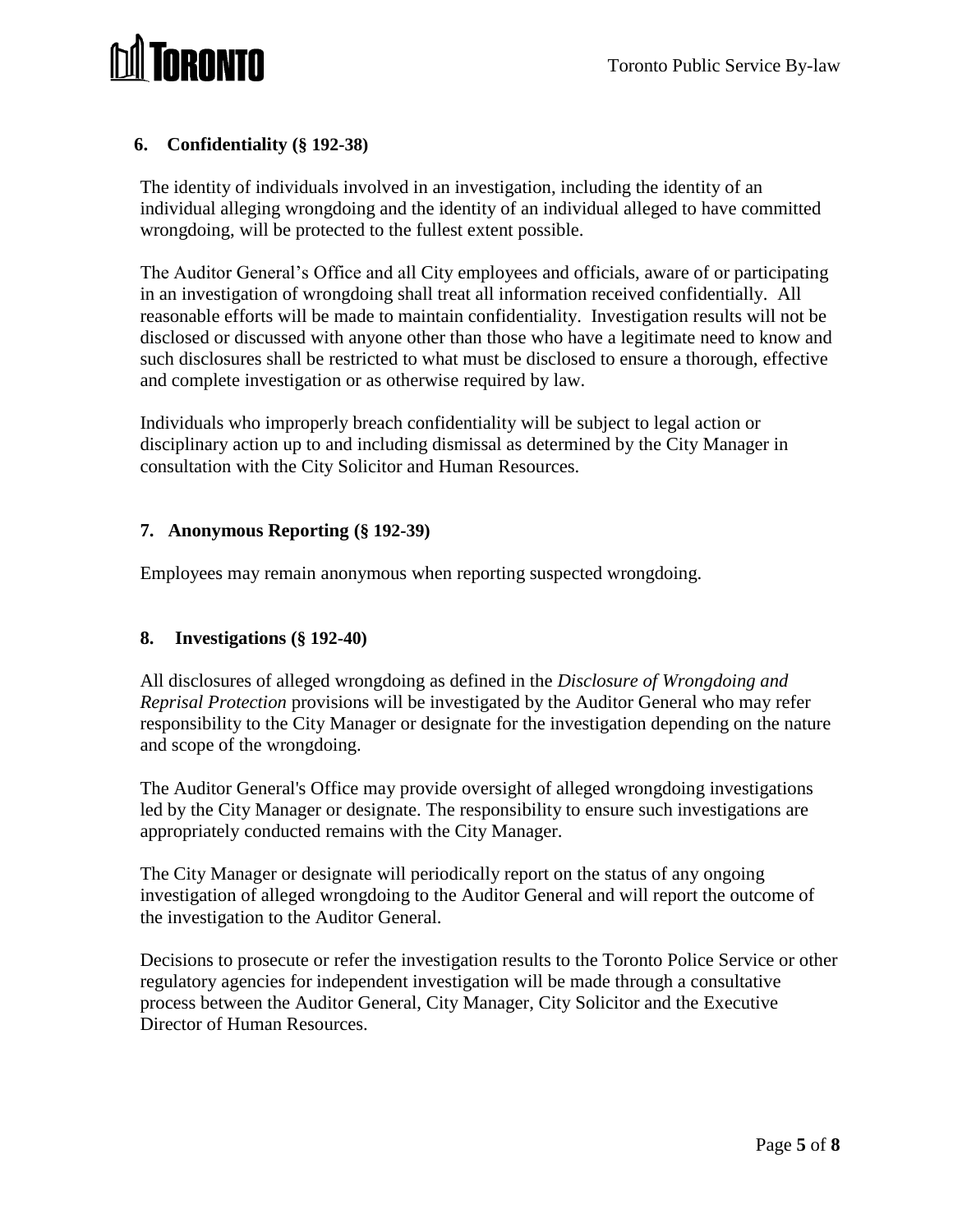### 6. Confidentiality (§ 192-38)

The identity of individuals involved in an investigation, including the identity of an individual alleging wrongdoing and the identity of an individual alleged to have committed wrongdoing, will be protected to the fullest extent possible.

The Auditor General's Office and all City employees and officials, aware of or participating in an investigation of wrongdoing shall treat all information received confidentially. All reasonable efforts will be made to maintain confidentiality. Investigation results will not be disclosed or discussed with anyone other than those who have a legitimate need to know and such disclosures shall be restricted to what must be disclosed to ensure a thorough, effective and complete investigation or as otherwise required by law.

Individuals who improperly breach confidentiality will be subject to legal action or disciplinary action up to and including dismissal as determined by the City Manager in consultation with the City Solicitor and Human Resources.

### 7. Anonymous Reporting (§ 192-39)

Employees may remain anonymous when reporting suspected wrongdoing.

### 8. Investigations (§ 192-40)

All disclosures of alleged wrongdoing as defined in the *Disclosure of Wrongdoing and Reprisal Protection* provisions will be investigated by the Auditor General who may refer responsibility to the City Manager or designate for the investigation depending on the nature and scope of the wrongdoing.

The Auditor General's Office may provide oversight of alleged wrongdoing investigations led by the City Manager or designate. The responsibility to ensure such investigations are appropriately conducted remains with the City Manager.

The City Manager or designate will periodically report on the status of any ongoing investigation of alleged wrongdoing to the Auditor General and will report the outcome of the investigation to the Auditor General.

Decisions to prosecute or refer the investigation results to the Toronto Police Service or other regulatory agencies for independent investigation will be made through a consultative process between the Auditor General, City Manager, City Solicitor and the Executive Director of Human Resources.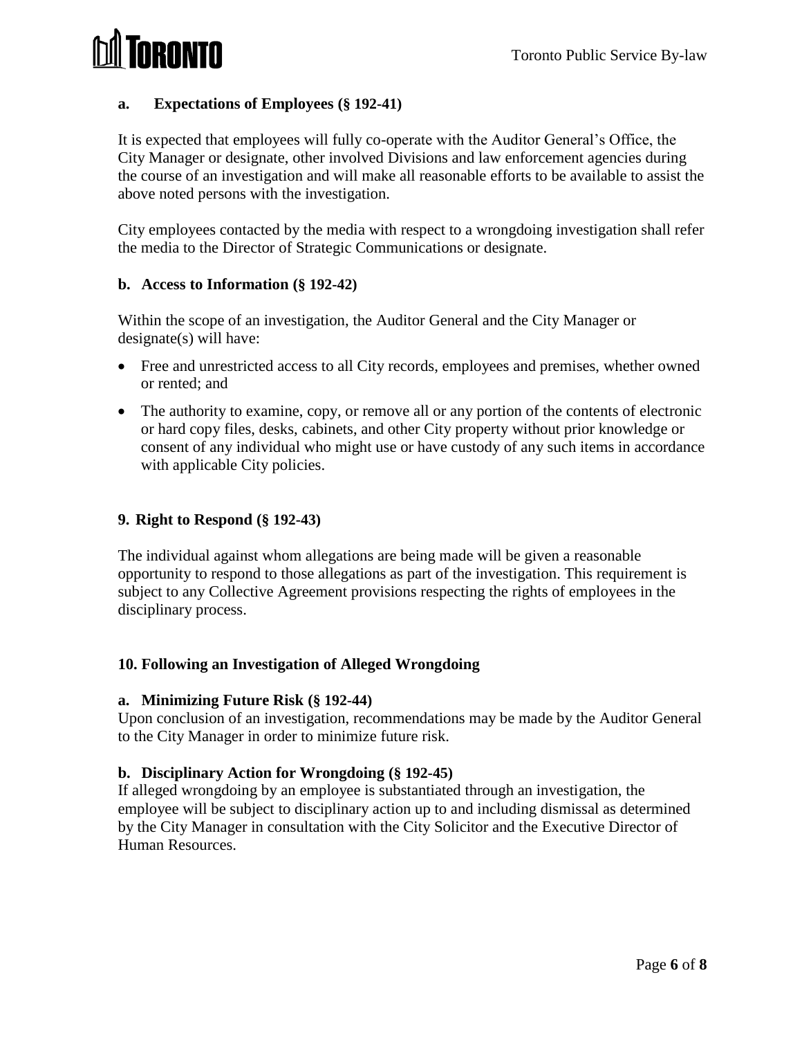### a. Expectations of Employees (§ 192-41)

It is expected that employees will fully co-operate with the Auditor General's Office, the City Manager or designate, other involved Divisions and law enforcement agencies during the course of an investigation and will make all reasonable efforts to be available to assist the above noted persons with the investigation.

City employees contacted by the media with respect to a wrongdoing investigation shall refer the media to the Director of Strategic Communications or designate.

### b. Access to Information (§ 192-42)

Within the scope of an investigation, the Auditor General and the City Manager or designate(s) will have:

- Free and unrestricted access to all City records, employees and premises, whether owned or rented; and
- The authority to examine, copy, or remove all or any portion of the contents of electronic or hard copy files, desks, cabinets, and other City property without prior knowledge or consent of any individual who might use or have custody of any such items in accordance with applicable City policies.

## 9. Right to Respond (§ 192-43)

The individual against whom allegations are being made will be given a reasonable opportunity to respond to those allegations as part of the investigation. This requirement is subject to any Collective Agreement provisions respecting the rights of employees in the disciplinary process.

## 10. Following an Investigation of Alleged Wrongdoing

### a. Minimizing Future Risk (§ 192-44)

Upon conclusion of an investigation, recommendations may be made by the Auditor General to the City Manager in order to minimize future risk.

### b. Disciplinary Action for Wrongdoing (§ 192-45)

If alleged wrongdoing by an employee is substantiated through an investigation, the employee will be subject to disciplinary action up to and including dismissal as determined by the City Manager in consultation with the City Solicitor and the Executive Director of Human Resources.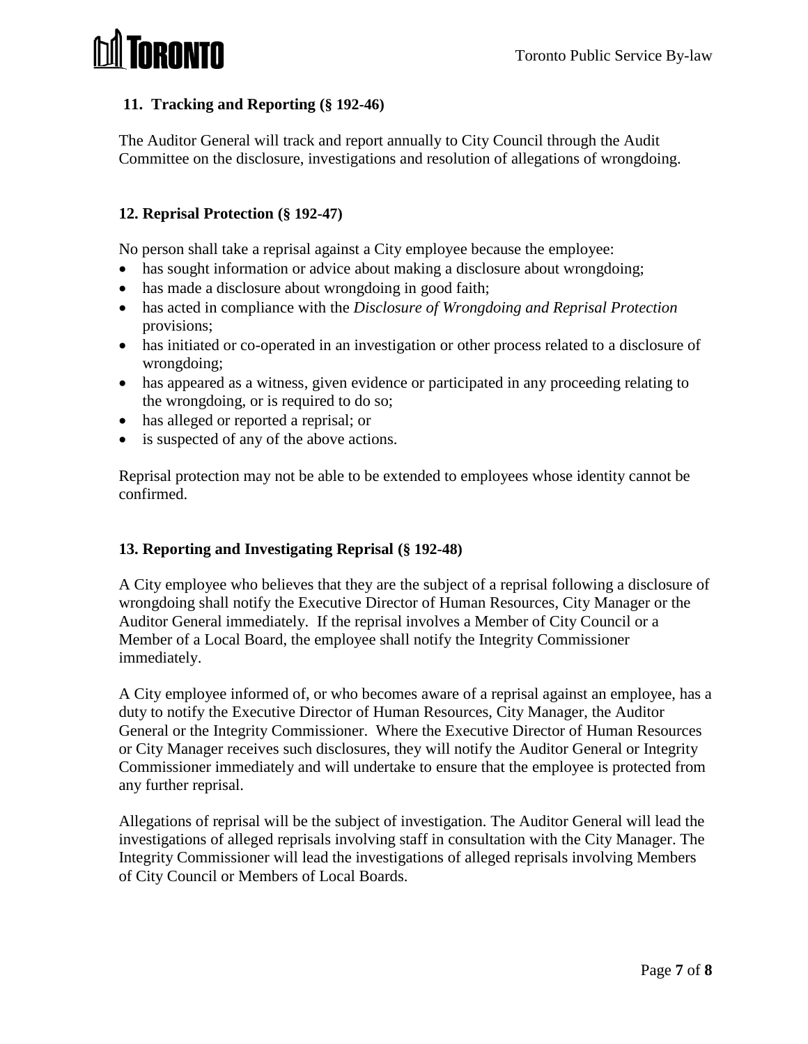### 11. Tracking and Reporting (§ 192-46)

The Auditor General will track and report annually to City Council through the Audit Committee on the disclosure, investigations and resolution of allegations of wrongdoing.

### 12. Reprisal Protection (§ 192-47)

No person shall take a reprisal against a City employee because the employee:

- has sought information or advice about making a disclosure about wrongdoing;
- has made a disclosure about wrongdoing in good faith;
- has acted in compliance with the *Disclosure of Wrongdoing and Reprisal Protection* provisions;
- has initiated or co-operated in an investigation or other process related to a disclosure of wrongdoing;
- has appeared as a witness, given evidence or participated in any proceeding relating to the wrongdoing, or is required to do so;
- has alleged or reported a reprisal; or
- is suspected of any of the above actions.

Reprisal protection may not be able to be extended to employees whose identity cannot be confirmed.

### 13. Reporting and Investigating Reprisal (§ 192-48)

A City employee who believes that they are the subject of a reprisal following a disclosure of wrongdoing shall notify the Executive Director of Human Resources, City Manager or the Auditor General immediately. If the reprisal involves a Member of City Council or a Member of a Local Board, the employee shall notify the Integrity Commissioner immediately.

A City employee informed of, or who becomes aware of a reprisal against an employee, has a duty to notify the Executive Director of Human Resources, City Manager, the Auditor General or the Integrity Commissioner. Where the Executive Director of Human Resources or City Manager receives such disclosures, they will notify the Auditor General or Integrity Commissioner immediately and will undertake to ensure that the employee is protected from any further reprisal.

Allegations of reprisal will be the subject of investigation. The Auditor General will lead the investigations of alleged reprisals involving staff in consultation with the City Manager. The Integrity Commissioner will lead the investigations of alleged reprisals involving Members of City Council or Members of Local Boards.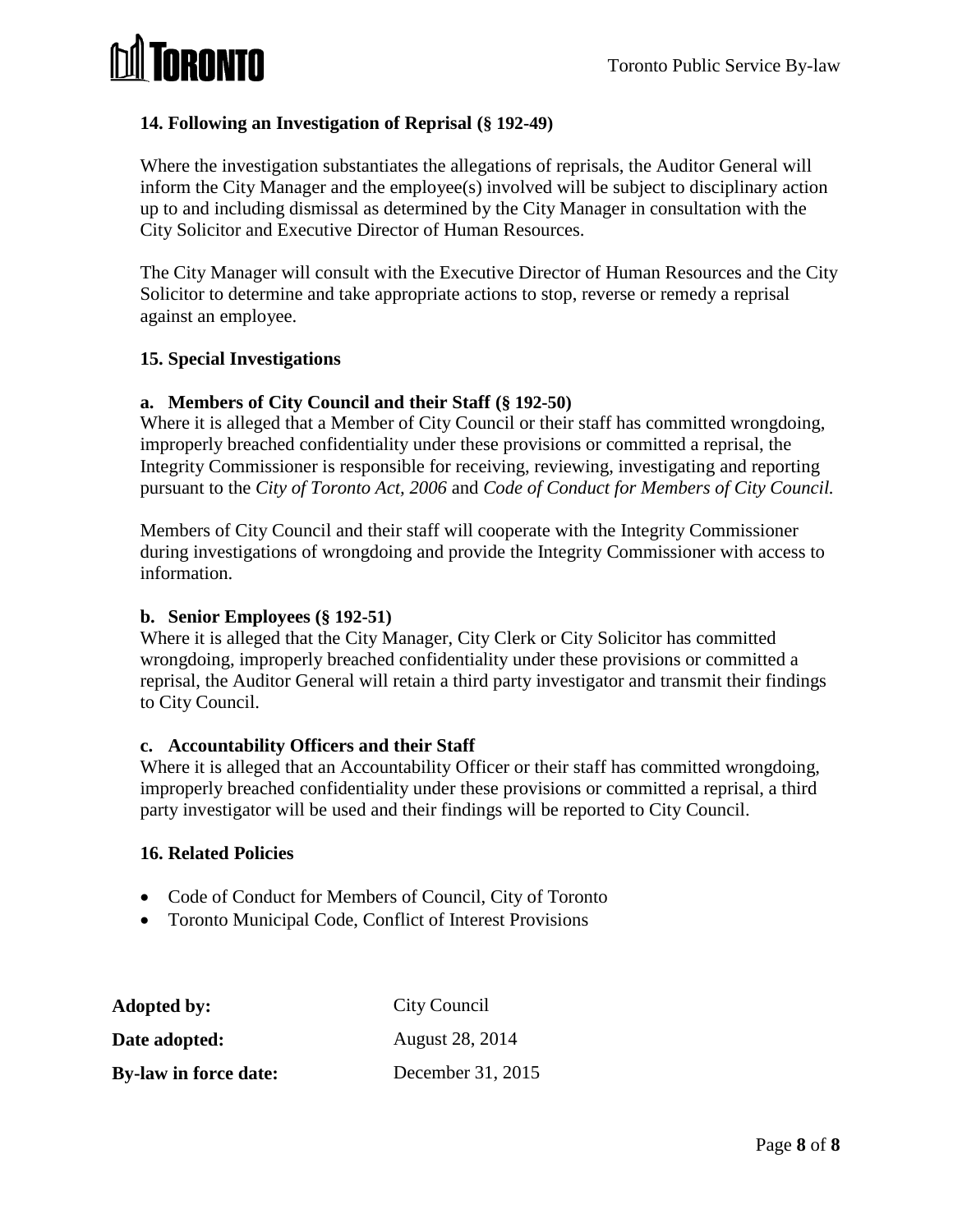### 14. Following an Investigation of Reprisal (§ 192-49)

Where the investigation substantiates the allegations of reprisals, the Auditor General will inform the City Manager and the employee(s) involved will be subject to disciplinary action up to and including dismissal as determined by the City Manager in consultation with the City Solicitor and Executive Director of Human Resources.

The City Manager will consult with the Executive Director of Human Resources and the City Solicitor to determine and take appropriate actions to stop, reverse or remedy a reprisal against an employee.

### 15. Special Investigations

#### a. Members of City Council and their Staff (§ 192-50)

Where it is alleged that a Member of City Council or their staff has committed wrongdoing, improperly breached confidentiality under these provisions or committed a reprisal, the Integrity Commissioner is responsible for receiving, reviewing, investigating and reporting pursuant to the *City of Toronto Act, 2006* and *Code of Conduct for Members of City Council.*

Members of City Council and their staff will cooperate with the Integrity Commissioner during investigations of wrongdoing and provide the Integrity Commissioner with access to information.

#### b. Senior Employees (§ 192-51)

Where it is alleged that the City Manager, City Clerk or City Solicitor has committed wrongdoing, improperly breached confidentiality under these provisions or committed a reprisal, the Auditor General will retain a third party investigator and transmit their findings to City Council.

#### c. Accountability Officers and their Staff

Where it is alleged that an Accountability Officer or their staff has committed wrongdoing, improperly breached confidentiality under these provisions or committed a reprisal, a third party investigator will be used and their findings will be reported to City Council.

### 16. Related Policies

- Code of Conduct for Members of Council, City of Toronto
- Toronto Municipal Code, Conflict of Interest Provisions

| | |
|---|---|
| **Adopted by:** | City Council |
| **Date adopted:** | August 28, 2014 |
| **By-law in force date:** | December 31, 2015 |